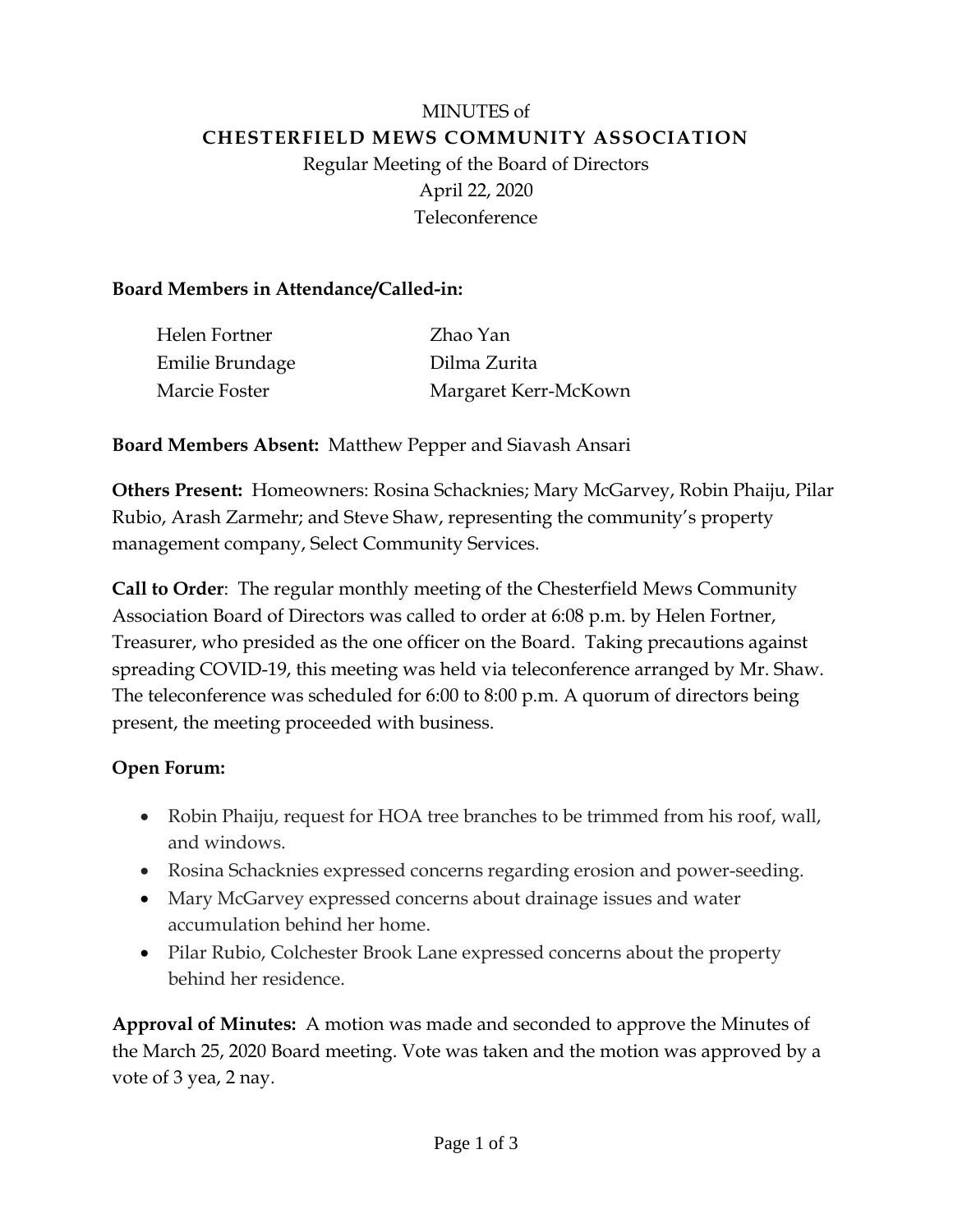MINUTES of

**CHESTERFIELD MEWS COMMUNITY ASSOCIATION**

Regular Meeting of the Board of Directors

April 22, 2020

Teleconference

**Board Members in Attendance/Called-in:**

| | |
|---|---|
| Helen Fortner | Zhao Yan |
| Emilie Brundage | Dilma Zurita |
| Marcie Foster | Margaret Kerr-McKown |

**Board Members Absent:** Matthew Pepper and Siavash Ansari

**Others Present:** Homeowners: Rosina Schacknies; Mary McGarvey, Robin Phaiju, Pilar Rubio, Arash Zarmehr; and Steve Shaw, representing the community's property management company, Select Community Services.

**Call to Order**: The regular monthly meeting of the Chesterfield Mews Community Association Board of Directors was called to order at 6:08 p.m. by Helen Fortner, Treasurer, who presided as the one officer on the Board. Taking precautions against spreading COVID-19, this meeting was held via teleconference arranged by Mr. Shaw. The teleconference was scheduled for 6:00 to 8:00 p.m. A quorum of directors being present, the meeting proceeded with business.

**Open Forum:**

- Robin Phaiju, request for HOA tree branches to be trimmed from his roof, wall, and windows.
- Rosina Schacknies expressed concerns regarding erosion and power-seeding.
- Mary McGarvey expressed concerns about drainage issues and water accumulation behind her home.
- Pilar Rubio, Colchester Brook Lane expressed concerns about the property behind her residence.

**Approval of Minutes:** A motion was made and seconded to approve the Minutes of the March 25, 2020 Board meeting. Vote was taken and the motion was approved by a vote of 3 yea, 2 nay.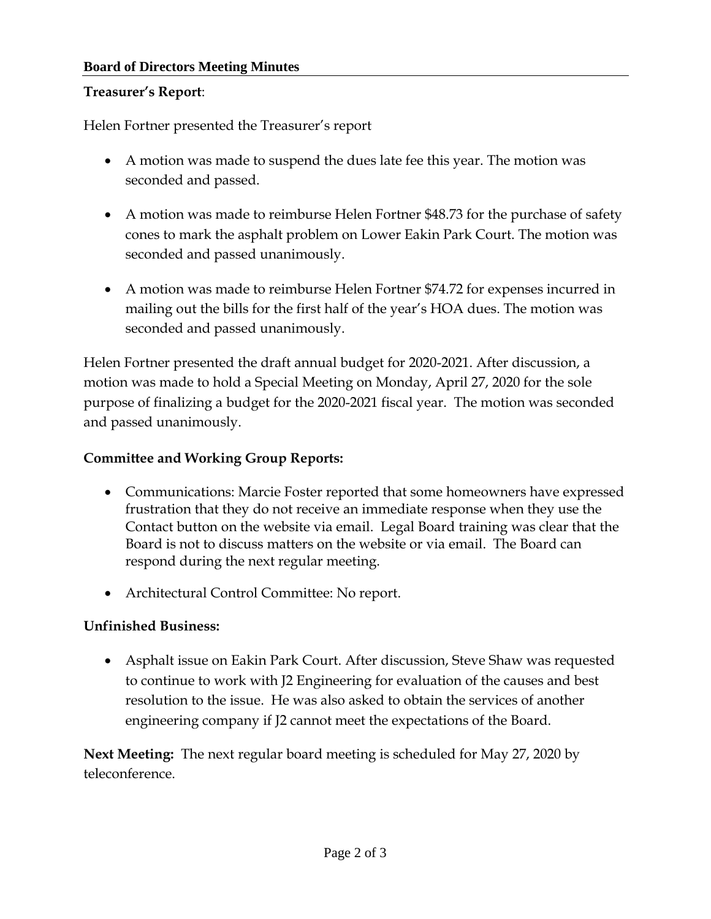**Board of Directors Meeting Minutes**

**Treasurer's Report**:

Helen Fortner presented the Treasurer's report

- A motion was made to suspend the dues late fee this year. The motion was seconded and passed.
- A motion was made to reimburse Helen Fortner $48.73 for the purchase of safety cones to mark the asphalt problem on Lower Eakin Park Court. The motion was seconded and passed unanimously.
- A motion was made to reimburse Helen Fortner $74.72 for expenses incurred in mailing out the bills for the first half of the year's HOA dues. The motion was seconded and passed unanimously.

Helen Fortner presented the draft annual budget for 2020-2021. After discussion, a motion was made to hold a Special Meeting on Monday, April 27, 2020 for the sole purpose of finalizing a budget for the 2020-2021 fiscal year. The motion was seconded and passed unanimously.

**Committee and Working Group Reports:**

- Communications: Marcie Foster reported that some homeowners have expressed frustration that they do not receive an immediate response when they use the Contact button on the website via email. Legal Board training was clear that the Board is not to discuss matters on the website or via email. The Board can respond during the next regular meeting.
- Architectural Control Committee: No report.

**Unfinished Business:**

- Asphalt issue on Eakin Park Court. After discussion, Steve Shaw was requested to continue to work with J2 Engineering for evaluation of the causes and best resolution to the issue. He was also asked to obtain the services of another engineering company if J2 cannot meet the expectations of the Board.

**Next Meeting:** The next regular board meeting is scheduled for May 27, 2020 by teleconference.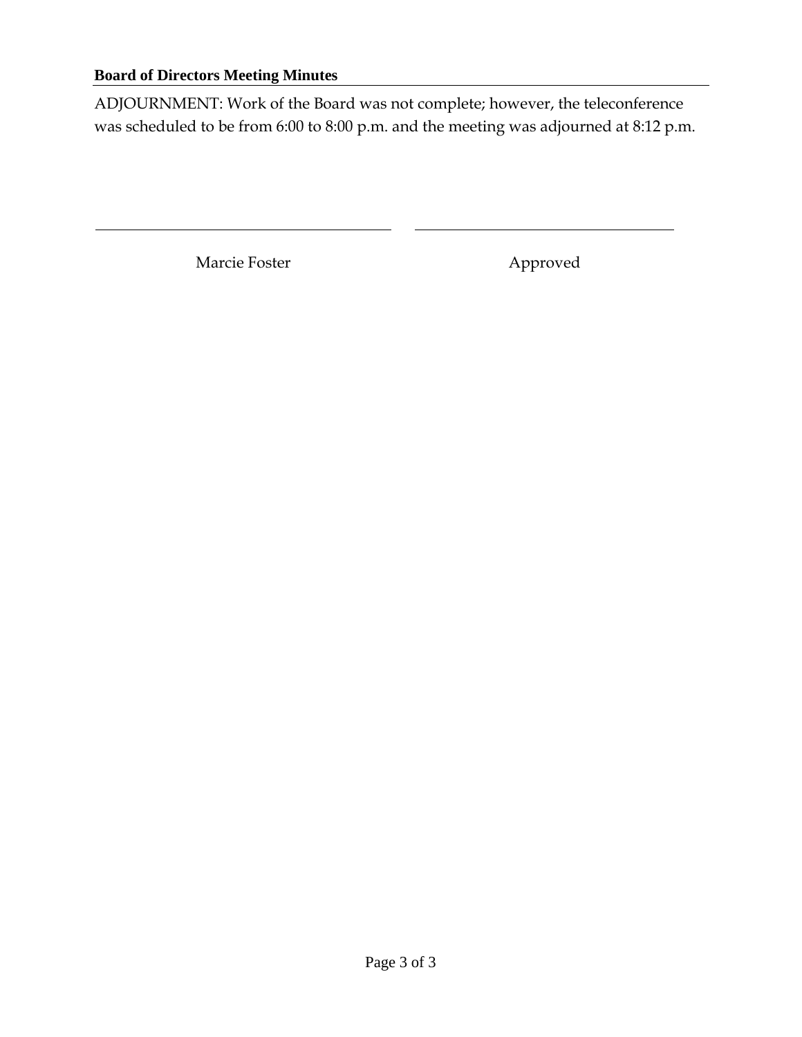ADJOURNMENT: Work of the Board was not complete; however, the teleconference was scheduled to be from 6:00 to 8:00 p.m. and the meeting was adjourned at 8:12 p.m.

\_\_\_\_\_\_\_\_\_\_\_\_\_\_\_\_\_\_\_\_\_\_\_\_\_\_\_\_\_\_ \_\_\_\_\_\_\_\_\_\_\_\_\_\_\_\_\_\_\_\_\_\_\_\_\_\_\_\_\_\_

Marcie Foster Approved